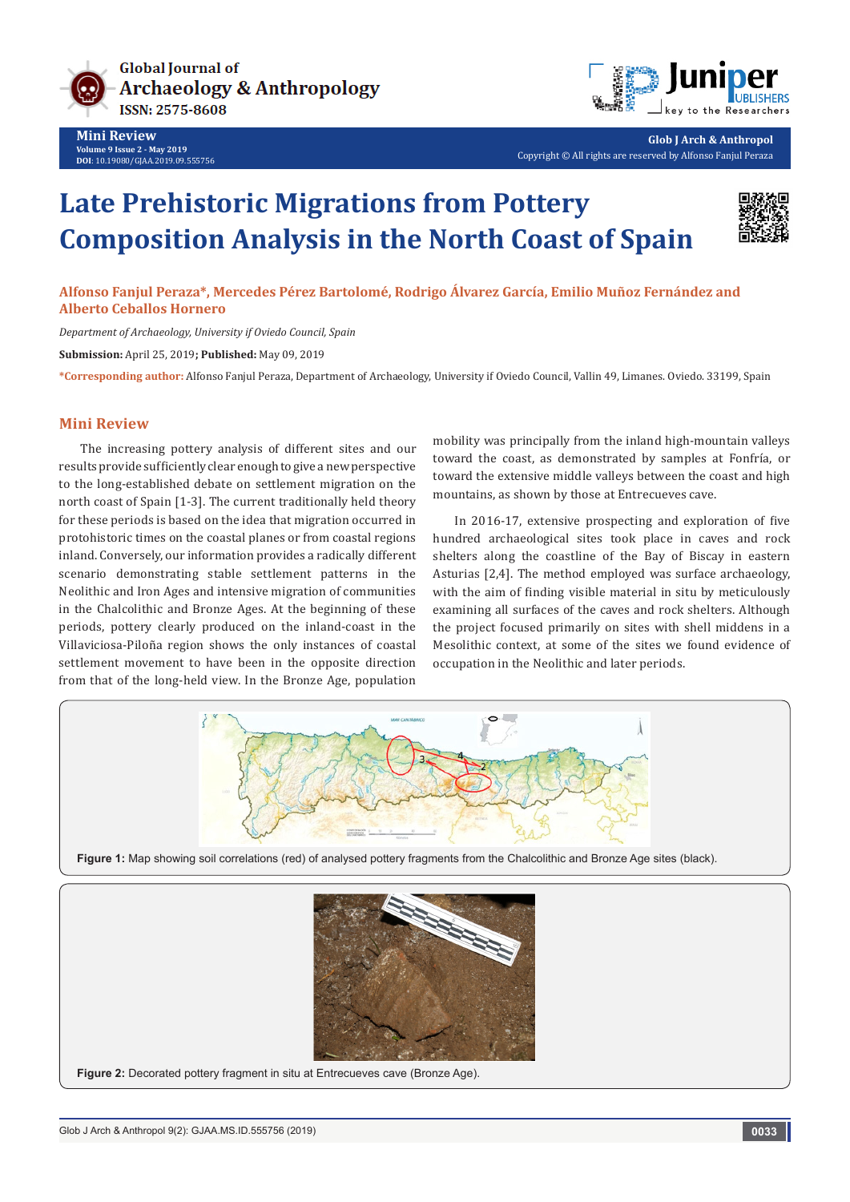# Late Prehistoric Migrations from Pottery Composition Analysis in the North Coast of Spain

**Alfonso Fanjul Peraza*, Mercedes Pérez Bartolomé, Rodrigo Álvarez García, Emilio Muñoz Fernández and Alberto Ceballos Hornero**

*Department of Archaeology, University if Oviedo Council, Spain*

**Submission:** April 25, 2019**; Published:** May 09, 2019

***Corresponding author:** Alfonso Fanjul Peraza, Department of Archaeology, University if Oviedo Council, Vallin 49, Limanes. Oviedo. 33199, Spain

## Mini Review

The increasing pottery analysis of different sites and our results provide sufficiently clear enough to give a new perspective to the long-established debate on settlement migration on the north coast of Spain [1-3]. The current traditionally held theory for these periods is based on the idea that migration occurred in protohistoric times on the coastal planes or from coastal regions inland. Conversely, our information provides a radically different scenario demonstrating stable settlement patterns in the Neolithic and Iron Ages and intensive migration of communities in the Chalcolithic and Bronze Ages. At the beginning of these periods, pottery clearly produced on the inland-coast in the Villaviciosa-Piloña region shows the only instances of coastal settlement movement to have been in the opposite direction from that of the long-held view. In the Bronze Age, population mobility was principally from the inland high-mountain valleys toward the coast, as demonstrated by samples at Fonfría, or toward the extensive middle valleys between the coast and high mountains, as shown by those at Entrecueves cave.

In 2016-17, extensive prospecting and exploration of five hundred archaeological sites took place in caves and rock shelters along the coastline of the Bay of Biscay in eastern Asturias [2,4]. The method employed was surface archaeology, with the aim of finding visible material in situ by meticulously examining all surfaces of the caves and rock shelters. Although the project focused primarily on sites with shell middens in a Mesolithic context, at some of the sites we found evidence of occupation in the Neolithic and later periods.

**Figure 1:** Map showing soil correlations (red) of analysed pottery fragments from the Chalcolithic and Bronze Age sites (black).

**Figure 2:** Decorated pottery fragment in situ at Entrecueves cave (Bronze Age).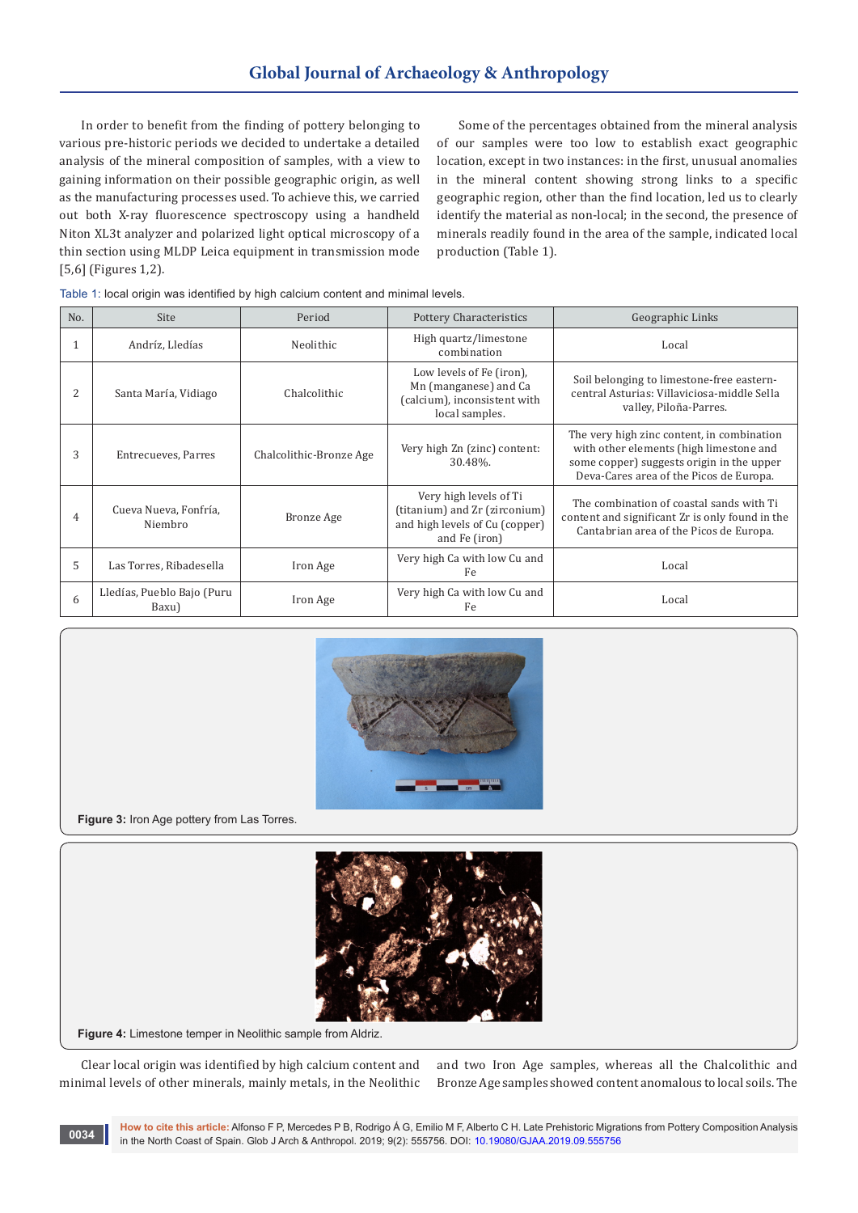In order to benefit from the finding of pottery belonging to various pre-historic periods we decided to undertake a detailed analysis of the mineral composition of samples, with a view to gaining information on their possible geographic origin, as well as the manufacturing processes used. To achieve this, we carried out both X-ray fluorescence spectroscopy using a handheld Niton XL3t analyzer and polarized light optical microscopy of a thin section using MLDP Leica equipment in transmission mode [5,6] (Figures 1,2).

Some of the percentages obtained from the mineral analysis of our samples were too low to establish exact geographic location, except in two instances: in the first, unusual anomalies in the mineral content showing strong links to a specific geographic region, other than the find location, led us to clearly identify the material as non-local; in the second, the presence of minerals readily found in the area of the sample, indicated local production (Table 1).

Table 1: local origin was identified by high calcium content and minimal levels.

| No. | Site | Period | Pottery Characteristics | Geographic Links |
|---|---|---|---|---|
| 1 | Andríz, Lledías | Neolithic | High quartz/limestone combination | Local |
| 2 | Santa María, Vidiago | Chalcolithic | Low levels of Fe (iron), Mn (manganese) and Ca (calcium), inconsistent with local samples. | Soil belonging to limestone-free eastern-central Asturias: Villaviciosa-middle Sella valley, Piloña-Parres. |
| 3 | Entrecueves, Parres | Chalcolithic-Bronze Age | Very high Zn (zinc) content: 30.48%. | The very high zinc content, in combination with other elements (high limestone and some copper) suggests origin in the upper Deva-Cares area of the Picos de Europa. |
| 4 | Cueva Nueva, Fonfría, Niembro | Bronze Age | Very high levels of Ti (titanium) and Zr (zirconium) and high levels of Cu (copper) and Fe (iron) | The combination of coastal sands with Ti content and significant Zr is only found in the Cantabrian area of the Picos de Europa. |
| 5 | Las Torres, Ribadesella | Iron Age | Very high Ca with low Cu and Fe | Local |
| 6 | Lledías, Pueblo Bajo (Puru Baxu) | Iron Age | Very high Ca with low Cu and Fe | Local |

**Figure 3:** Iron Age pottery from Las Torres.

**Figure 4:** Limestone temper in Neolithic sample from Aldriz.

Clear local origin was identified by high calcium content and minimal levels of other minerals, mainly metals, in the Neolithic and two Iron Age samples, whereas all the Chalcolithic and Bronze Age samples showed content anomalous to local soils. The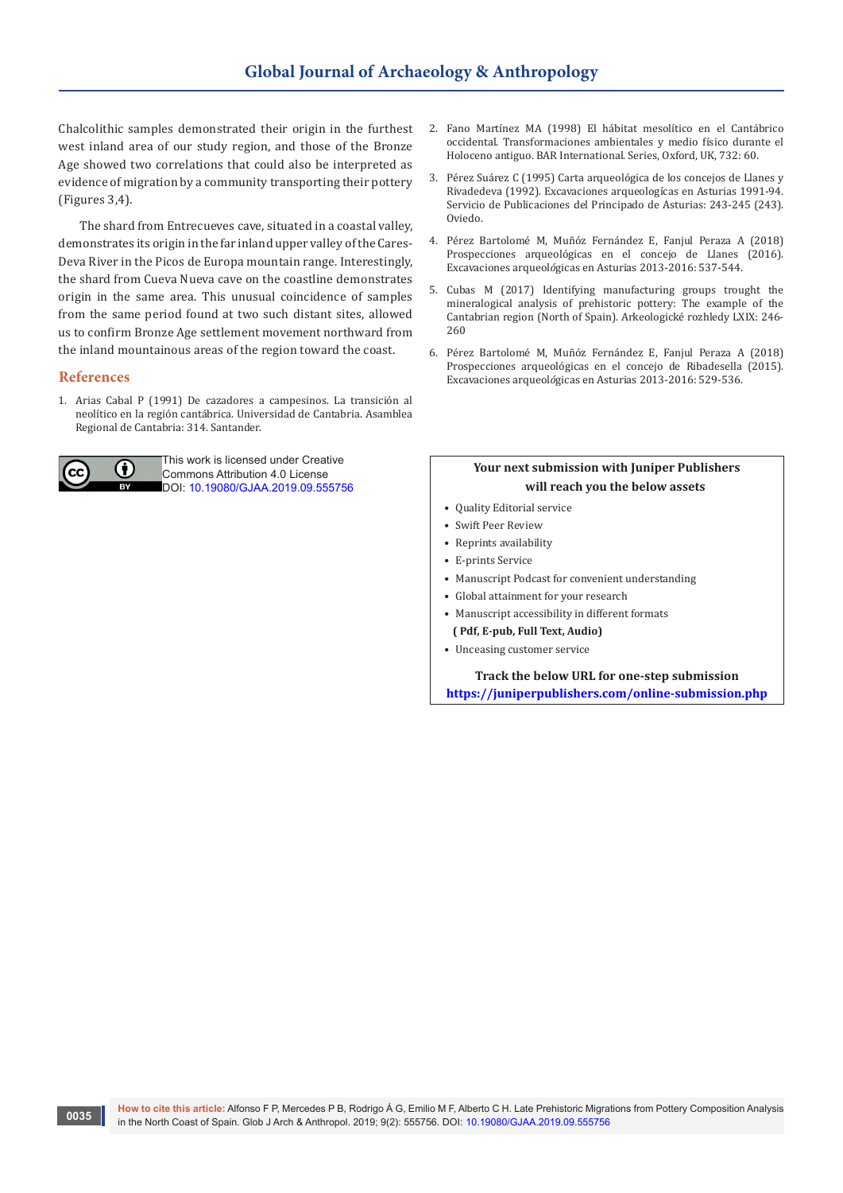Chalcolithic samples demonstrated their origin in the furthest west inland area of our study region, and those of the Bronze Age showed two correlations that could also be interpreted as evidence of migration by a community transporting their pottery (Figures 3,4).

The shard from Entrecueves cave, situated in a coastal valley, demonstrates its origin in the far inland upper valley of the Cares-Deva River in the Picos de Europa mountain range. Interestingly, the shard from Cueva Nueva cave on the coastline demonstrates origin in the same area. This unusual coincidence of samples from the same period found at two such distant sites, allowed us to confirm Bronze Age settlement movement northward from the inland mountainous areas of the region toward the coast.

## References

1. Arias Cabal P (1991) De cazadores a campesinos. La transición al neolítico en la región cantábrica. Universidad de Cantabria. Asamblea Regional de Cantabria: 314. Santander.
2. Fano Martínez MA (1998) El hábitat mesolítico en el Cantábrico occidental. Transformaciones ambientales y medio físico durante el Holoceno antiguo. BAR International. Series, Oxford, UK, 732: 60.
3. Pérez Suárez C (1995) Carta arqueológica de los concejos de Llanes y Rivadedeva (1992). Excavaciones arqueologícas en Asturias 1991-94. Servicio de Publicaciones del Principado de Asturias: 243-245 (243). Oviedo.
4. Pérez Bartolomé M, Muñóz Fernández E, Fanjul Peraza A (2018) Prospecciones arqueológicas en el concejo de Llanes (2016). Excavaciones arqueológicas en Asturias 2013-2016: 537-544.
5. Cubas M (2017) Identifying manufacturing groups trought the mineralogical analysis of prehistoric pottery: The example of the Cantabrian region (North of Spain). Arkeologické rozhledy LXIX: 246-260
6. Pérez Bartolomé M, Muñóz Fernández E, Fanjul Peraza A (2018) Prospecciones arqueológicas en el concejo de Ribadesella (2015). Excavaciones arqueológicas en Asturias 2013-2016: 529-536.

This work is licensed under Creative Commons Attribution 4.0 License
DOI: 10.19080/GJAA.2019.09.555756

**Your next submission with Juniper Publishers will reach you the below assets**

- Quality Editorial service
- Swift Peer Review
- Reprints availability
- E-prints Service
- Manuscript Podcast for convenient understanding
- Global attainment for your research
- Manuscript accessibility in different formats

  **( Pdf, E-pub, Full Text, Audio)**
- Unceasing customer service

**Track the below URL for one-step submission**
**https://juniperpublishers.com/online-submission.php**

**How to cite this article:** Alfonso F P, Mercedes P B, Rodrigo Á G, Emilio M F, Alberto C H. Late Prehistoric Migrations from Pottery Composition Analysis in the North Coast of Spain. Glob J Arch & Anthropol. 2019; 9(2): 555756. DOI: 10.19080/GJAA.2019.09.555756